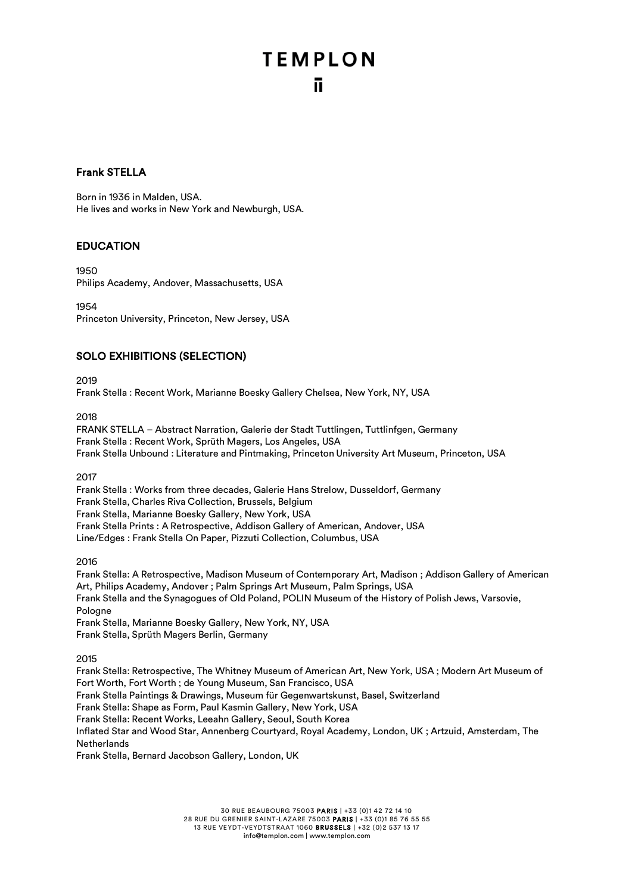# TEMPLON

## Frank STELLA

Born in 1936 in Malden, USA.
He lives and works in New York and Newburgh, USA.

## EDUCATION

1950
Philips Academy, Andover, Massachusetts, USA

1954
Princeton University, Princeton, New Jersey, USA

## SOLO EXHIBITIONS (SELECTION)

2019
Frank Stella : Recent Work, Marianne Boesky Gallery Chelsea, New York, NY, USA

2018
FRANK STELLA – Abstract Narration, Galerie der Stadt Tuttlingen, Tuttlinfgen, Germany
Frank Stella : Recent Work, Sprüth Magers, Los Angeles, USA
Frank Stella Unbound : Literature and Pintmaking, Princeton University Art Museum, Princeton, USA

2017
Frank Stella : Works from three decades, Galerie Hans Strelow, Dusseldorf, Germany
Frank Stella, Charles Riva Collection, Brussels, Belgium
Frank Stella, Marianne Boesky Gallery, New York, USA
Frank Stella Prints : A Retrospective, Addison Gallery of American, Andover, USA
Line/Edges : Frank Stella On Paper, Pizzuti Collection, Columbus, USA

2016
Frank Stella: A Retrospective, Madison Museum of Contemporary Art, Madison ; Addison Gallery of American Art, Philips Academy, Andover ; Palm Springs Art Museum, Palm Springs, USA
Frank Stella and the Synagogues of Old Poland, POLIN Museum of the History of Polish Jews, Varsovie, Pologne
Frank Stella, Marianne Boesky Gallery, New York, NY, USA
Frank Stella, Sprüth Magers Berlin, Germany

2015
Frank Stella: Retrospective, The Whitney Museum of American Art, New York, USA ; Modern Art Museum of Fort Worth, Fort Worth ; de Young Museum, San Francisco, USA
Frank Stella Paintings & Drawings, Museum für Gegenwartskunst, Basel, Switzerland
Frank Stella: Shape as Form, Paul Kasmin Gallery, New York, USA
Frank Stella: Recent Works, Leeahn Gallery, Seoul, South Korea
Inflated Star and Wood Star, Annenberg Courtyard, Royal Academy, London, UK ; Artzuid, Amsterdam, The Netherlands
Frank Stella, Bernard Jacobson Gallery, London, UK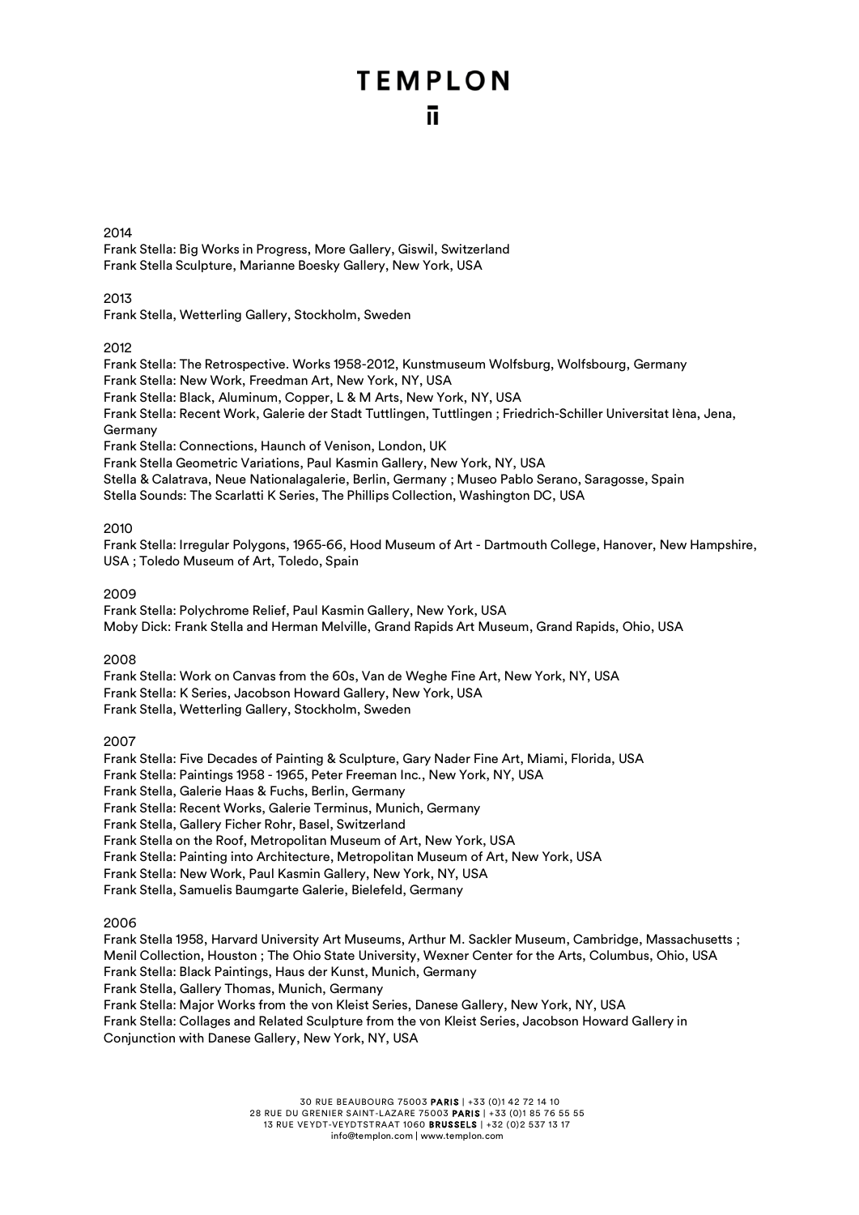2014

Frank Stella: Big Works in Progress, More Gallery, Giswil, Switzerland
Frank Stella Sculpture, Marianne Boesky Gallery, New York, USA

2013

Frank Stella, Wetterling Gallery, Stockholm, Sweden

2012

Frank Stella: The Retrospective. Works 1958-2012, Kunstmuseum Wolfsburg, Wolfsbourg, Germany
Frank Stella: New Work, Freedman Art, New York, NY, USA
Frank Stella: Black, Aluminum, Copper, L & M Arts, New York, NY, USA
Frank Stella: Recent Work, Galerie der Stadt Tuttlingen, Tuttlingen ; Friedrich-Schiller Universitat Ièna, Jena, Germany
Frank Stella: Connections, Haunch of Venison, London, UK
Frank Stella Geometric Variations, Paul Kasmin Gallery, New York, NY, USA
Stella & Calatrava, Neue Nationalagalerie, Berlin, Germany ; Museo Pablo Serano, Saragosse, Spain
Stella Sounds: The Scarlatti K Series, The Phillips Collection, Washington DC, USA

2010

Frank Stella: Irregular Polygons, 1965-66, Hood Museum of Art - Dartmouth College, Hanover, New Hampshire, USA ; Toledo Museum of Art, Toledo, Spain

2009

Frank Stella: Polychrome Relief, Paul Kasmin Gallery, New York, USA
Moby Dick: Frank Stella and Herman Melville, Grand Rapids Art Museum, Grand Rapids, Ohio, USA

2008

Frank Stella: Work on Canvas from the 60s, Van de Weghe Fine Art, New York, NY, USA
Frank Stella: K Series, Jacobson Howard Gallery, New York, USA
Frank Stella, Wetterling Gallery, Stockholm, Sweden

2007

Frank Stella: Five Decades of Painting & Sculpture, Gary Nader Fine Art, Miami, Florida, USA
Frank Stella: Paintings 1958 - 1965, Peter Freeman Inc., New York, NY, USA
Frank Stella, Galerie Haas & Fuchs, Berlin, Germany
Frank Stella: Recent Works, Galerie Terminus, Munich, Germany
Frank Stella, Gallery Ficher Rohr, Basel, Switzerland
Frank Stella on the Roof, Metropolitan Museum of Art, New York, USA
Frank Stella: Painting into Architecture, Metropolitan Museum of Art, New York, USA
Frank Stella: New Work, Paul Kasmin Gallery, New York, NY, USA
Frank Stella, Samuelis Baumgarte Galerie, Bielefeld, Germany

2006

Frank Stella 1958, Harvard University Art Museums, Arthur M. Sackler Museum, Cambridge, Massachusetts ; Menil Collection, Houston ; The Ohio State University, Wexner Center for the Arts, Columbus, Ohio, USA
Frank Stella: Black Paintings, Haus der Kunst, Munich, Germany
Frank Stella, Gallery Thomas, Munich, Germany
Frank Stella: Major Works from the von Kleist Series, Danese Gallery, New York, NY, USA
Frank Stella: Collages and Related Sculpture from the von Kleist Series, Jacobson Howard Gallery in Conjunction with Danese Gallery, New York, NY, USA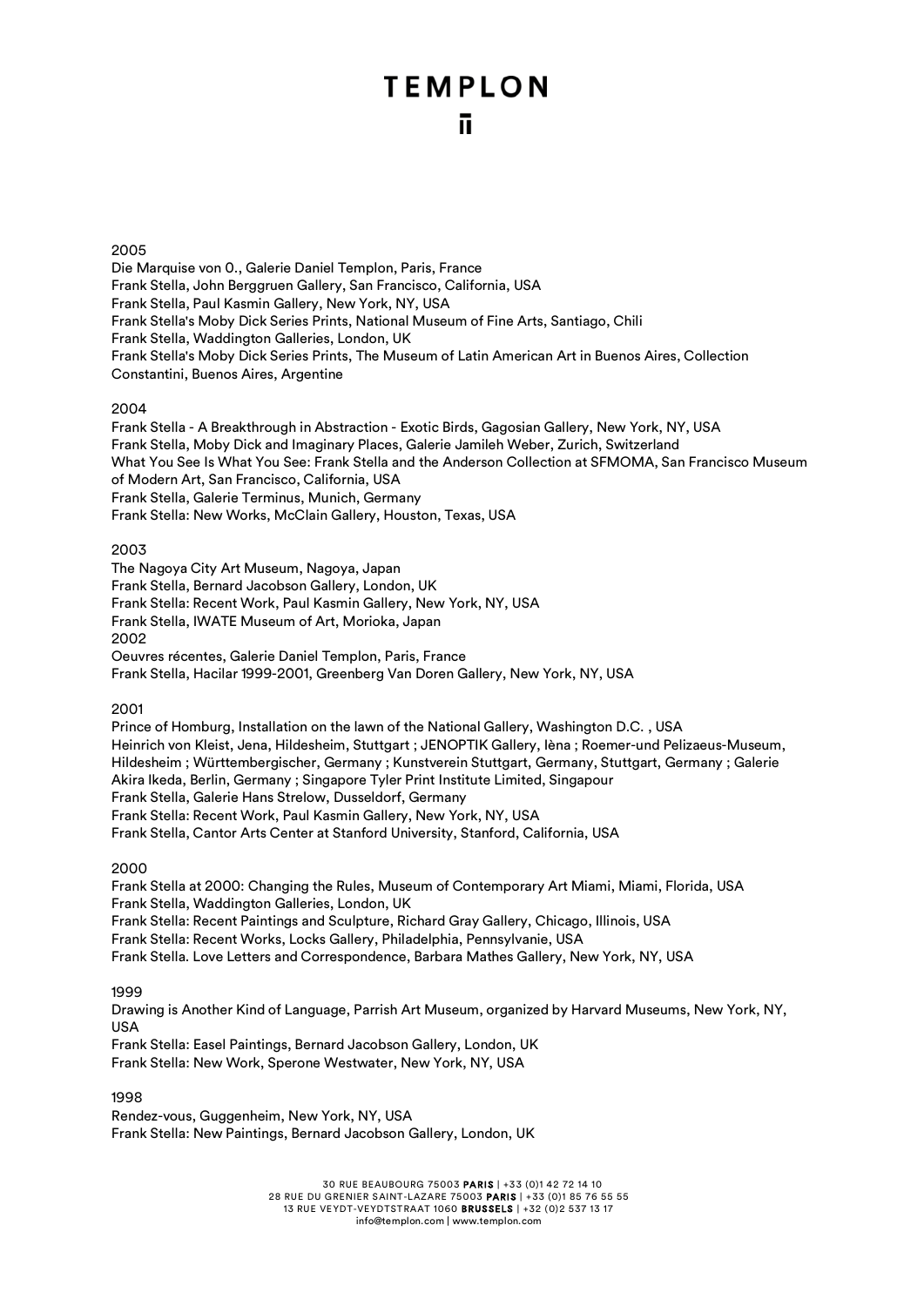2005

Die Marquise von O., Galerie Daniel Templon, Paris, France
Frank Stella, John Berggruen Gallery, San Francisco, California, USA
Frank Stella, Paul Kasmin Gallery, New York, NY, USA
Frank Stella's Moby Dick Series Prints, National Museum of Fine Arts, Santiago, Chili
Frank Stella, Waddington Galleries, London, UK
Frank Stella's Moby Dick Series Prints, The Museum of Latin American Art in Buenos Aires, Collection Constantini, Buenos Aires, Argentine

2004

Frank Stella - A Breakthrough in Abstraction - Exotic Birds, Gagosian Gallery, New York, NY, USA
Frank Stella, Moby Dick and Imaginary Places, Galerie Jamileh Weber, Zurich, Switzerland
What You See Is What You See: Frank Stella and the Anderson Collection at SFMOMA, San Francisco Museum of Modern Art, San Francisco, California, USA
Frank Stella, Galerie Terminus, Munich, Germany
Frank Stella: New Works, McClain Gallery, Houston, Texas, USA

2003

The Nagoya City Art Museum, Nagoya, Japan
Frank Stella, Bernard Jacobson Gallery, London, UK
Frank Stella: Recent Work, Paul Kasmin Gallery, New York, NY, USA
Frank Stella, IWATE Museum of Art, Morioka, Japan

2002

Oeuvres récentes, Galerie Daniel Templon, Paris, France
Frank Stella, Hacilar 1999-2001, Greenberg Van Doren Gallery, New York, NY, USA

2001

Prince of Homburg, Installation on the lawn of the National Gallery, Washington D.C. , USA
Heinrich von Kleist, Jena, Hildesheim, Stuttgart ; JENOPTIK Gallery, Ièna ; Roemer-und Pelizaeus-Museum, Hildesheim ; Württembergischer, Germany ; Kunstverein Stuttgart, Germany, Stuttgart, Germany ; Galerie Akira Ikeda, Berlin, Germany ; Singapore Tyler Print Institute Limited, Singapour
Frank Stella, Galerie Hans Strelow, Dusseldorf, Germany
Frank Stella: Recent Work, Paul Kasmin Gallery, New York, NY, USA
Frank Stella, Cantor Arts Center at Stanford University, Stanford, California, USA

2000

Frank Stella at 2000: Changing the Rules, Museum of Contemporary Art Miami, Miami, Florida, USA
Frank Stella, Waddington Galleries, London, UK
Frank Stella: Recent Paintings and Sculpture, Richard Gray Gallery, Chicago, Illinois, USA
Frank Stella: Recent Works, Locks Gallery, Philadelphia, Pennsylvanie, USA
Frank Stella. Love Letters and Correspondence, Barbara Mathes Gallery, New York, NY, USA

1999

Drawing is Another Kind of Language, Parrish Art Museum, organized by Harvard Museums, New York, NY, USA
Frank Stella: Easel Paintings, Bernard Jacobson Gallery, London, UK
Frank Stella: New Work, Sperone Westwater, New York, NY, USA

1998

Rendez-vous, Guggenheim, New York, NY, USA
Frank Stella: New Paintings, Bernard Jacobson Gallery, London, UK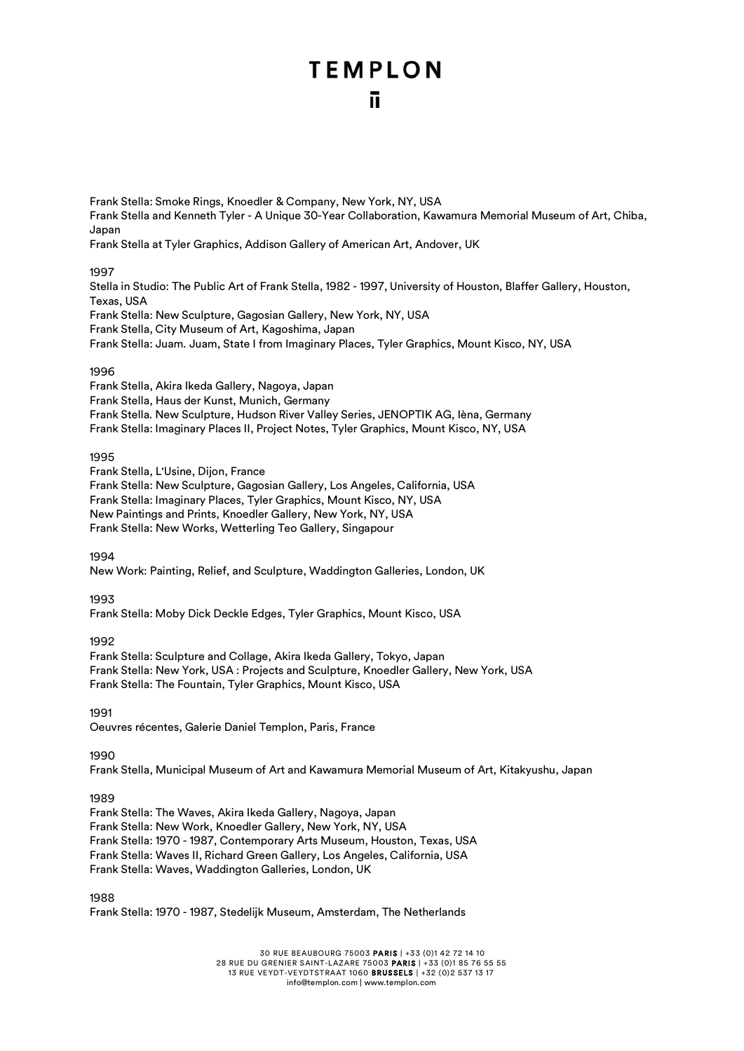Frank Stella: Smoke Rings, Knoedler & Company, New York, NY, USA
Frank Stella and Kenneth Tyler - A Unique 30-Year Collaboration, Kawamura Memorial Museum of Art, Chiba, Japan
Frank Stella at Tyler Graphics, Addison Gallery of American Art, Andover, UK

1997
Stella in Studio: The Public Art of Frank Stella, 1982 - 1997, University of Houston, Blaffer Gallery, Houston, Texas, USA
Frank Stella: New Sculpture, Gagosian Gallery, New York, NY, USA
Frank Stella, City Museum of Art, Kagoshima, Japan
Frank Stella: Juam. Juam, State I from Imaginary Places, Tyler Graphics, Mount Kisco, NY, USA

1996
Frank Stella, Akira Ikeda Gallery, Nagoya, Japan
Frank Stella, Haus der Kunst, Munich, Germany
Frank Stella. New Sculpture, Hudson River Valley Series, JENOPTIK AG, Ièna, Germany
Frank Stella: Imaginary Places II, Project Notes, Tyler Graphics, Mount Kisco, NY, USA

1995
Frank Stella, L'Usine, Dijon, France
Frank Stella: New Sculpture, Gagosian Gallery, Los Angeles, California, USA
Frank Stella: Imaginary Places, Tyler Graphics, Mount Kisco, NY, USA
New Paintings and Prints, Knoedler Gallery, New York, NY, USA
Frank Stella: New Works, Wetterling Teo Gallery, Singapour

1994
New Work: Painting, Relief, and Sculpture, Waddington Galleries, London, UK

1993
Frank Stella: Moby Dick Deckle Edges, Tyler Graphics, Mount Kisco, USA

1992
Frank Stella: Sculpture and Collage, Akira Ikeda Gallery, Tokyo, Japan
Frank Stella: New York, USA : Projects and Sculpture, Knoedler Gallery, New York, USA
Frank Stella: The Fountain, Tyler Graphics, Mount Kisco, USA

1991
Oeuvres récentes, Galerie Daniel Templon, Paris, France

1990
Frank Stella, Municipal Museum of Art and Kawamura Memorial Museum of Art, Kitakyushu, Japan

1989
Frank Stella: The Waves, Akira Ikeda Gallery, Nagoya, Japan
Frank Stella: New Work, Knoedler Gallery, New York, NY, USA
Frank Stella: 1970 - 1987, Contemporary Arts Museum, Houston, Texas, USA
Frank Stella: Waves II, Richard Green Gallery, Los Angeles, California, USA
Frank Stella: Waves, Waddington Galleries, London, UK

1988
Frank Stella: 1970 - 1987, Stedelijk Museum, Amsterdam, The Netherlands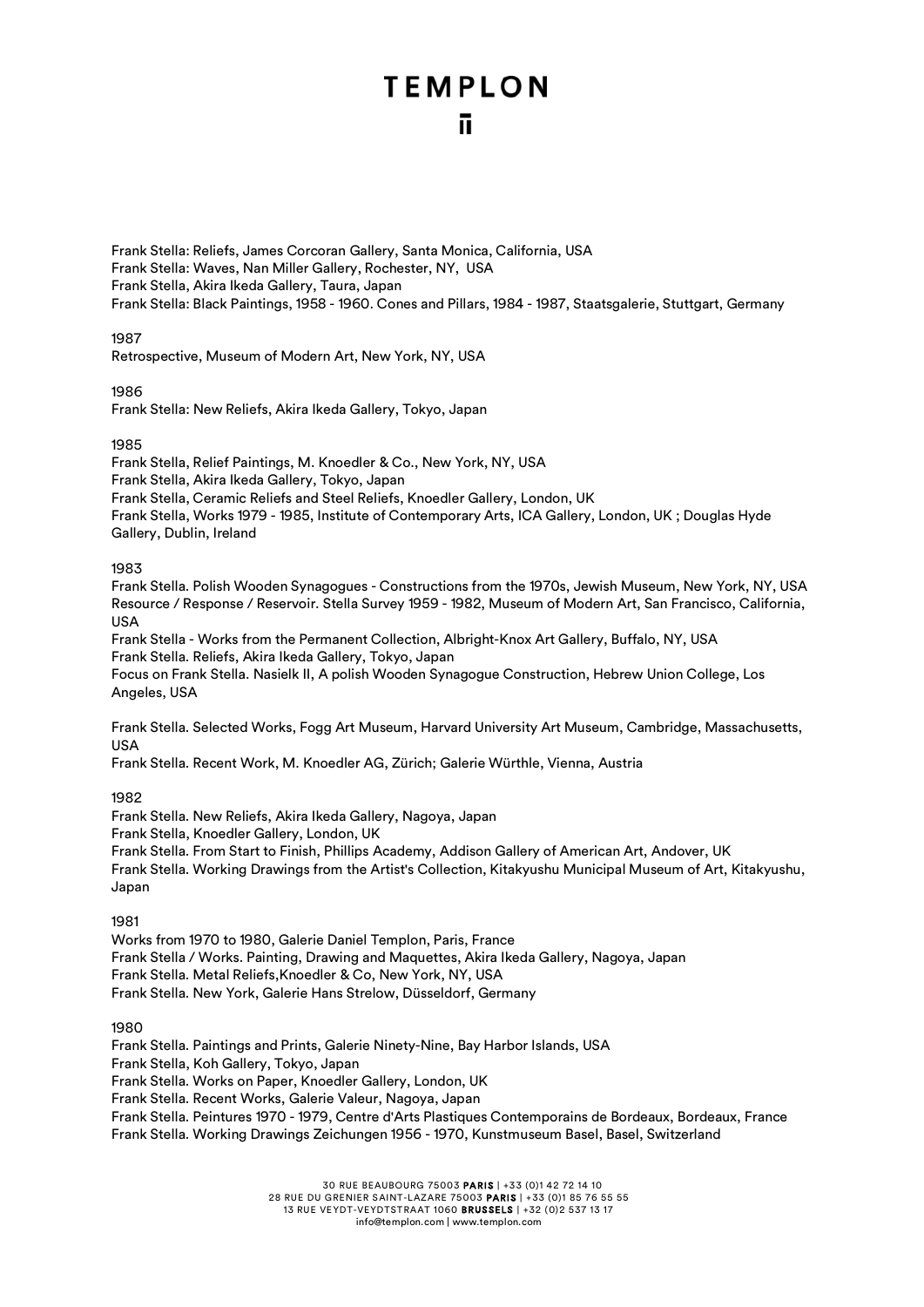Frank Stella: Reliefs, James Corcoran Gallery, Santa Monica, California, USA
Frank Stella: Waves, Nan Miller Gallery, Rochester, NY, USA
Frank Stella, Akira Ikeda Gallery, Taura, Japan
Frank Stella: Black Paintings, 1958 - 1960. Cones and Pillars, 1984 - 1987, Staatsgalerie, Stuttgart, Germany

1987
Retrospective, Museum of Modern Art, New York, NY, USA

1986
Frank Stella: New Reliefs, Akira Ikeda Gallery, Tokyo, Japan

1985
Frank Stella, Relief Paintings, M. Knoedler & Co., New York, NY, USA
Frank Stella, Akira Ikeda Gallery, Tokyo, Japan
Frank Stella, Ceramic Reliefs and Steel Reliefs, Knoedler Gallery, London, UK
Frank Stella, Works 1979 - 1985, Institute of Contemporary Arts, ICA Gallery, London, UK ; Douglas Hyde Gallery, Dublin, Ireland

1983
Frank Stella. Polish Wooden Synagogues - Constructions from the 1970s, Jewish Museum, New York, NY, USA
Resource / Response / Reservoir. Stella Survey 1959 - 1982, Museum of Modern Art, San Francisco, California, USA
Frank Stella - Works from the Permanent Collection, Albright-Knox Art Gallery, Buffalo, NY, USA
Frank Stella. Reliefs, Akira Ikeda Gallery, Tokyo, Japan
Focus on Frank Stella. Nasielk II, A polish Wooden Synagogue Construction, Hebrew Union College, Los Angeles, USA

Frank Stella. Selected Works, Fogg Art Museum, Harvard University Art Museum, Cambridge, Massachusetts, USA
Frank Stella. Recent Work, M. Knoedler AG, Zürich; Galerie Würthle, Vienna, Austria

1982
Frank Stella. New Reliefs, Akira Ikeda Gallery, Nagoya, Japan
Frank Stella, Knoedler Gallery, London, UK
Frank Stella. From Start to Finish, Phillips Academy, Addison Gallery of American Art, Andover, UK
Frank Stella. Working Drawings from the Artist's Collection, Kitakyushu Municipal Museum of Art, Kitakyushu, Japan

1981
Works from 1970 to 1980, Galerie Daniel Templon, Paris, France
Frank Stella / Works. Painting, Drawing and Maquettes, Akira Ikeda Gallery, Nagoya, Japan
Frank Stella. Metal Reliefs,Knoedler & Co, New York, NY, USA
Frank Stella. New York, Galerie Hans Strelow, Düsseldorf, Germany

1980
Frank Stella. Paintings and Prints, Galerie Ninety-Nine, Bay Harbor Islands, USA
Frank Stella, Koh Gallery, Tokyo, Japan
Frank Stella. Works on Paper, Knoedler Gallery, London, UK
Frank Stella. Recent Works, Galerie Valeur, Nagoya, Japan
Frank Stella. Peintures 1970 - 1979, Centre d'Arts Plastiques Contemporains de Bordeaux, Bordeaux, France
Frank Stella. Working Drawings Zeichungen 1956 - 1970, Kunstmuseum Basel, Basel, Switzerland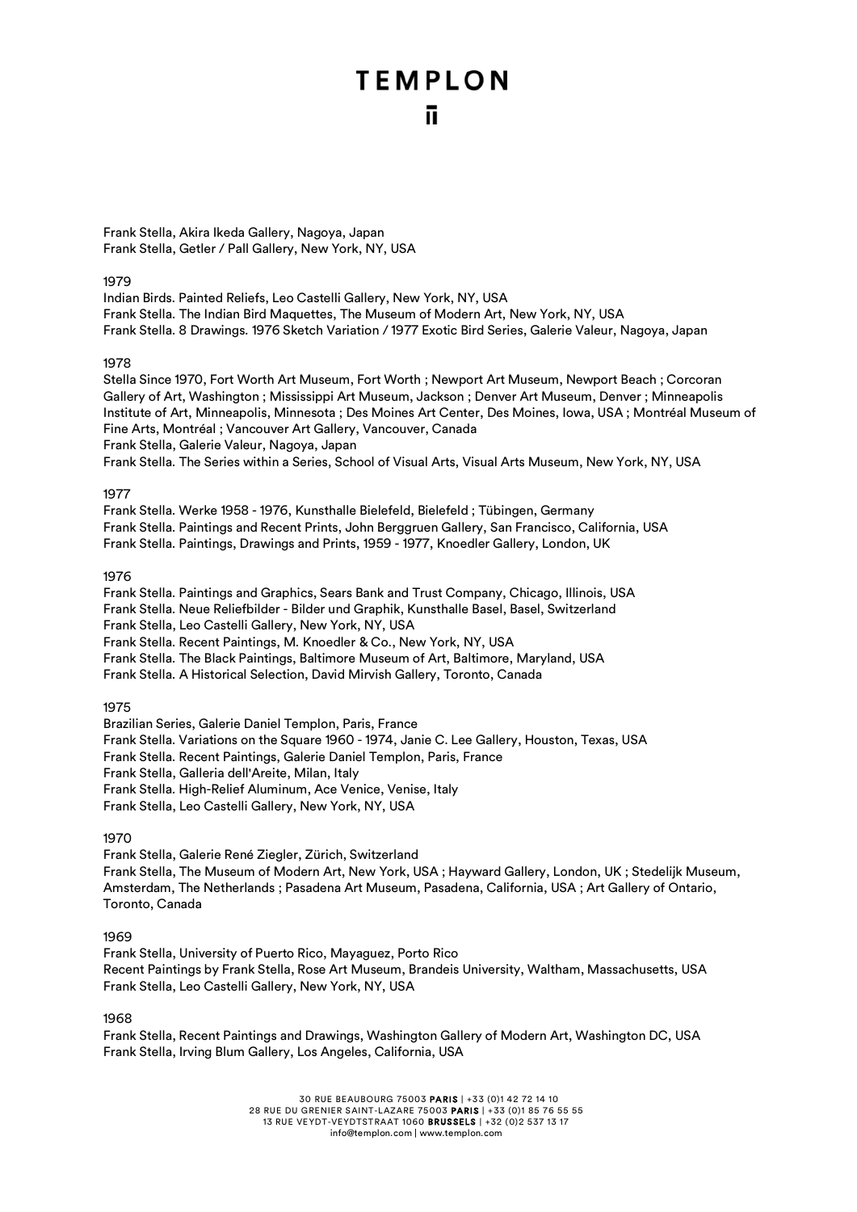Frank Stella, Akira Ikeda Gallery, Nagoya, Japan
Frank Stella, Getler / Pall Gallery, New York, NY, USA

1979

Indian Birds. Painted Reliefs, Leo Castelli Gallery, New York, NY, USA
Frank Stella. The Indian Bird Maquettes, The Museum of Modern Art, New York, NY, USA
Frank Stella. 8 Drawings. 1976 Sketch Variation / 1977 Exotic Bird Series, Galerie Valeur, Nagoya, Japan

1978

Stella Since 1970, Fort Worth Art Museum, Fort Worth ; Newport Art Museum, Newport Beach ; Corcoran Gallery of Art, Washington ; Mississippi Art Museum, Jackson ; Denver Art Museum, Denver ; Minneapolis Institute of Art, Minneapolis, Minnesota ; Des Moines Art Center, Des Moines, Iowa, USA ; Montréal Museum of Fine Arts, Montréal ; Vancouver Art Gallery, Vancouver, Canada
Frank Stella, Galerie Valeur, Nagoya, Japan
Frank Stella. The Series within a Series, School of Visual Arts, Visual Arts Museum, New York, NY, USA

1977

Frank Stella. Werke 1958 - 1976, Kunsthalle Bielefeld, Bielefeld ; Tübingen, Germany
Frank Stella. Paintings and Recent Prints, John Berggruen Gallery, San Francisco, California, USA
Frank Stella. Paintings, Drawings and Prints, 1959 - 1977, Knoedler Gallery, London, UK

1976

Frank Stella. Paintings and Graphics, Sears Bank and Trust Company, Chicago, Illinois, USA
Frank Stella. Neue Reliefbilder - Bilder und Graphik, Kunsthalle Basel, Basel, Switzerland
Frank Stella, Leo Castelli Gallery, New York, NY, USA
Frank Stella. Recent Paintings, M. Knoedler & Co., New York, NY, USA
Frank Stella. The Black Paintings, Baltimore Museum of Art, Baltimore, Maryland, USA
Frank Stella. A Historical Selection, David Mirvish Gallery, Toronto, Canada

1975

Brazilian Series, Galerie Daniel Templon, Paris, France
Frank Stella. Variations on the Square 1960 - 1974, Janie C. Lee Gallery, Houston, Texas, USA
Frank Stella. Recent Paintings, Galerie Daniel Templon, Paris, France
Frank Stella, Galleria dell'Areite, Milan, Italy
Frank Stella. High-Relief Aluminum, Ace Venice, Venise, Italy
Frank Stella, Leo Castelli Gallery, New York, NY, USA

1970

Frank Stella, Galerie René Ziegler, Zürich, Switzerland
Frank Stella, The Museum of Modern Art, New York, USA ; Hayward Gallery, London, UK ; Stedelijk Museum, Amsterdam, The Netherlands ; Pasadena Art Museum, Pasadena, California, USA ; Art Gallery of Ontario, Toronto, Canada

1969

Frank Stella, University of Puerto Rico, Mayaguez, Porto Rico
Recent Paintings by Frank Stella, Rose Art Museum, Brandeis University, Waltham, Massachusetts, USA
Frank Stella, Leo Castelli Gallery, New York, NY, USA

1968

Frank Stella, Recent Paintings and Drawings, Washington Gallery of Modern Art, Washington DC, USA
Frank Stella, Irving Blum Gallery, Los Angeles, California, USA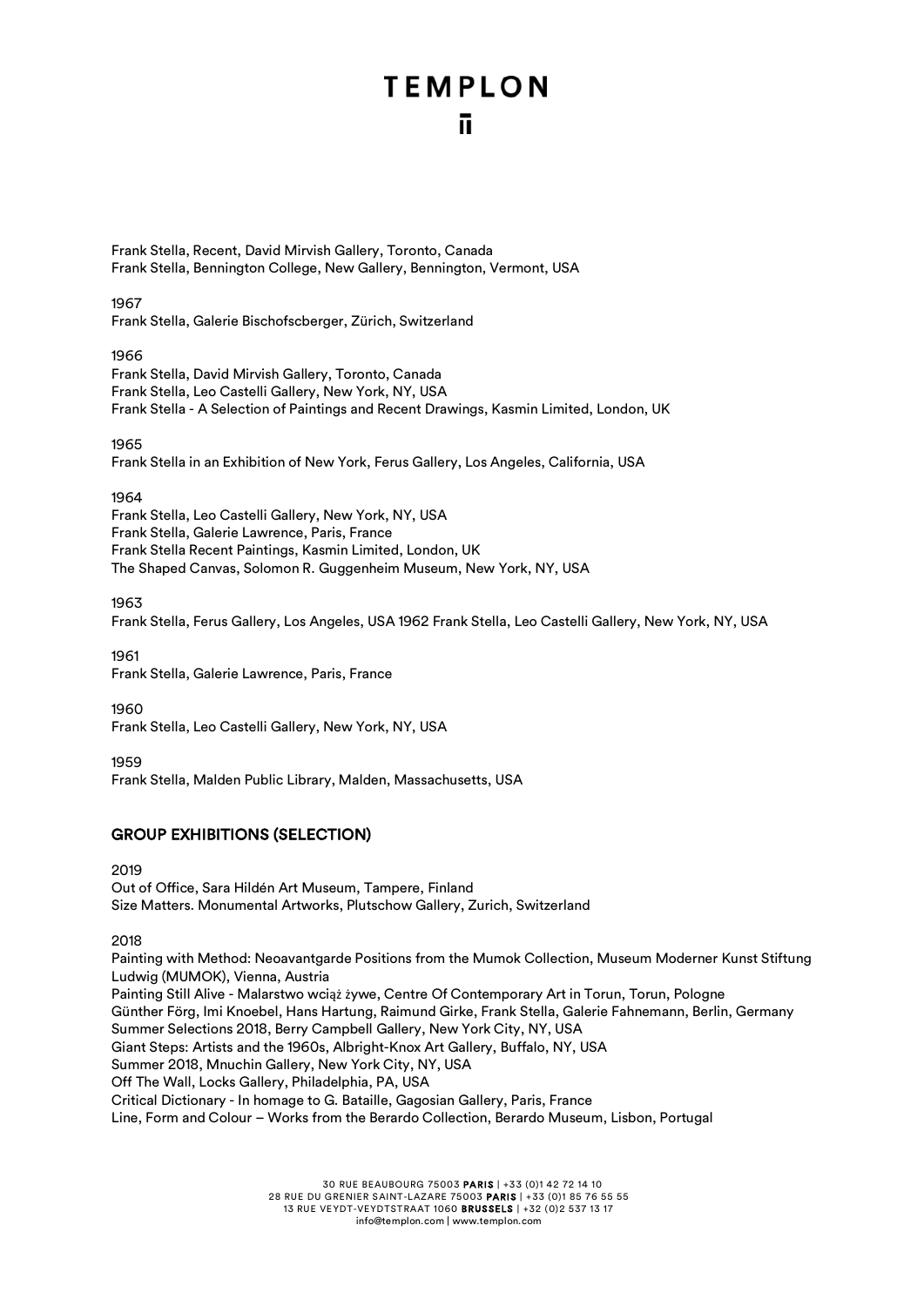Frank Stella, Recent, David Mirvish Gallery, Toronto, Canada
Frank Stella, Bennington College, New Gallery, Bennington, Vermont, USA

1967
Frank Stella, Galerie Bischofscberger, Zürich, Switzerland

1966
Frank Stella, David Mirvish Gallery, Toronto, Canada
Frank Stella, Leo Castelli Gallery, New York, NY, USA
Frank Stella - A Selection of Paintings and Recent Drawings, Kasmin Limited, London, UK

1965
Frank Stella in an Exhibition of New York, Ferus Gallery, Los Angeles, California, USA

1964
Frank Stella, Leo Castelli Gallery, New York, NY, USA
Frank Stella, Galerie Lawrence, Paris, France
Frank Stella Recent Paintings, Kasmin Limited, London, UK
The Shaped Canvas, Solomon R. Guggenheim Museum, New York, NY, USA

1963
Frank Stella, Ferus Gallery, Los Angeles, USA 1962 Frank Stella, Leo Castelli Gallery, New York, NY, USA

1961
Frank Stella, Galerie Lawrence, Paris, France

1960
Frank Stella, Leo Castelli Gallery, New York, NY, USA

1959
Frank Stella, Malden Public Library, Malden, Massachusetts, USA

## GROUP EXHIBITIONS (SELECTION)

2019
Out of Office, Sara Hildén Art Museum, Tampere, Finland
Size Matters. Monumental Artworks, Plutschow Gallery, Zurich, Switzerland

2018
Painting with Method: Neoavantgarde Positions from the Mumok Collection, Museum Moderner Kunst Stiftung Ludwig (MUMOK), Vienna, Austria
Painting Still Alive - Malarstwo wciąż żywe, Centre Of Contemporary Art in Torun, Torun, Pologne
Günther Förg, Imi Knoebel, Hans Hartung, Raimund Girke, Frank Stella, Galerie Fahnemann, Berlin, Germany
Summer Selections 2018, Berry Campbell Gallery, New York City, NY, USA
Giant Steps: Artists and the 1960s, Albright-Knox Art Gallery, Buffalo, NY, USA
Summer 2018, Mnuchin Gallery, New York City, NY, USA
Off The Wall, Locks Gallery, Philadelphia, PA, USA
Critical Dictionary - In homage to G. Bataille, Gagosian Gallery, Paris, France
Line, Form and Colour – Works from the Berardo Collection, Berardo Museum, Lisbon, Portugal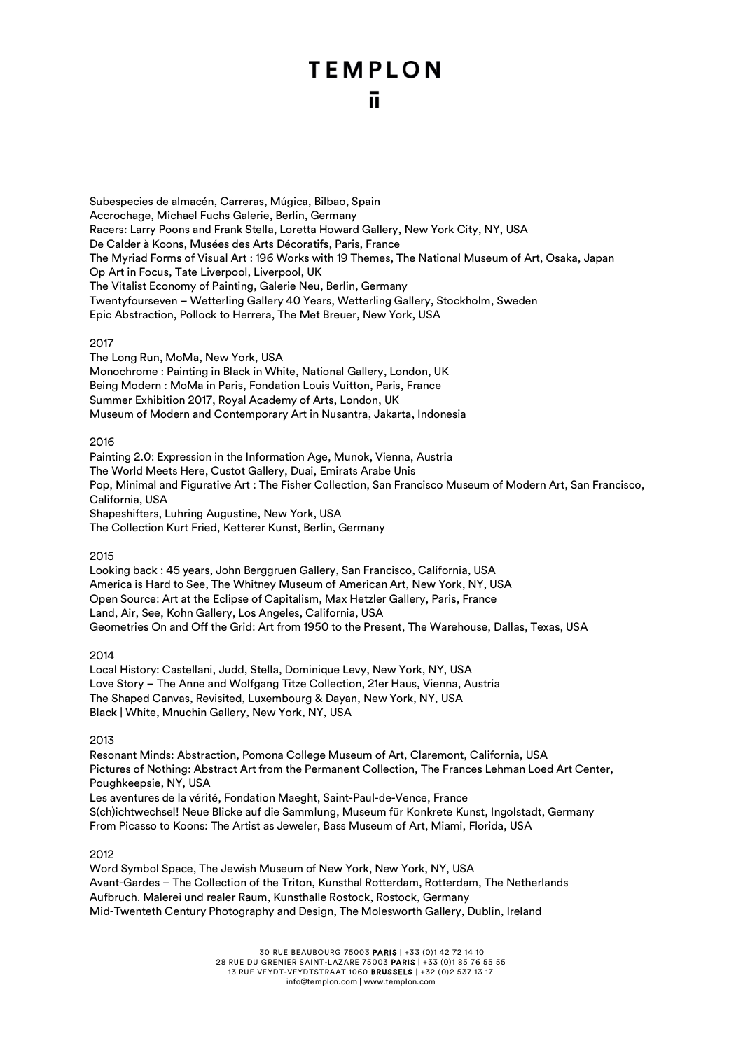Subespecies de almacén, Carreras, Múgica, Bilbao, Spain
Accrochage, Michael Fuchs Galerie, Berlin, Germany
Racers: Larry Poons and Frank Stella, Loretta Howard Gallery, New York City, NY, USA
De Calder à Koons, Musées des Arts Décoratifs, Paris, France
The Myriad Forms of Visual Art : 196 Works with 19 Themes, The National Museum of Art, Osaka, Japan
Op Art in Focus, Tate Liverpool, Liverpool, UK
The Vitalist Economy of Painting, Galerie Neu, Berlin, Germany
Twentyfourseven – Wetterling Gallery 40 Years, Wetterling Gallery, Stockholm, Sweden
Epic Abstraction, Pollock to Herrera, The Met Breuer, New York, USA

2017
The Long Run, MoMa, New York, USA
Monochrome : Painting in Black in White, National Gallery, London, UK
Being Modern : MoMa in Paris, Fondation Louis Vuitton, Paris, France
Summer Exhibition 2017, Royal Academy of Arts, London, UK
Museum of Modern and Contemporary Art in Nusantra, Jakarta, Indonesia

2016
Painting 2.0: Expression in the Information Age, Munok, Vienna, Austria
The World Meets Here, Custot Gallery, Duai, Emirats Arabe Unis
Pop, Minimal and Figurative Art : The Fisher Collection, San Francisco Museum of Modern Art, San Francisco, California, USA
Shapeshifters, Luhring Augustine, New York, USA
The Collection Kurt Fried, Ketterer Kunst, Berlin, Germany

2015
Looking back : 45 years, John Berggruen Gallery, San Francisco, California, USA
America is Hard to See, The Whitney Museum of American Art, New York, NY, USA
Open Source: Art at the Eclipse of Capitalism, Max Hetzler Gallery, Paris, France
Land, Air, See, Kohn Gallery, Los Angeles, California, USA
Geometries On and Off the Grid: Art from 1950 to the Present, The Warehouse, Dallas, Texas, USA

2014
Local History: Castellani, Judd, Stella, Dominique Levy, New York, NY, USA
Love Story – The Anne and Wolfgang Titze Collection, 21er Haus, Vienna, Austria
The Shaped Canvas, Revisited, Luxembourg & Dayan, New York, NY, USA
Black | White, Mnuchin Gallery, New York, NY, USA

2013
Resonant Minds: Abstraction, Pomona College Museum of Art, Claremont, California, USA
Pictures of Nothing: Abstract Art from the Permanent Collection, The Frances Lehman Loed Art Center, Poughkeepsie, NY, USA
Les aventures de la vérité, Fondation Maeght, Saint-Paul-de-Vence, France
S(ch)ichtwechsel! Neue Blicke auf die Sammlung, Museum für Konkrete Kunst, Ingolstadt, Germany
From Picasso to Koons: The Artist as Jeweler, Bass Museum of Art, Miami, Florida, USA

2012
Word Symbol Space, The Jewish Museum of New York, New York, NY, USA
Avant-Gardes – The Collection of the Triton, Kunsthal Rotterdam, Rotterdam, The Netherlands
Aufbruch. Malerei und realer Raum, Kunsthalle Rostock, Rostock, Germany
Mid-Twenteth Century Photography and Design, The Molesworth Gallery, Dublin, Ireland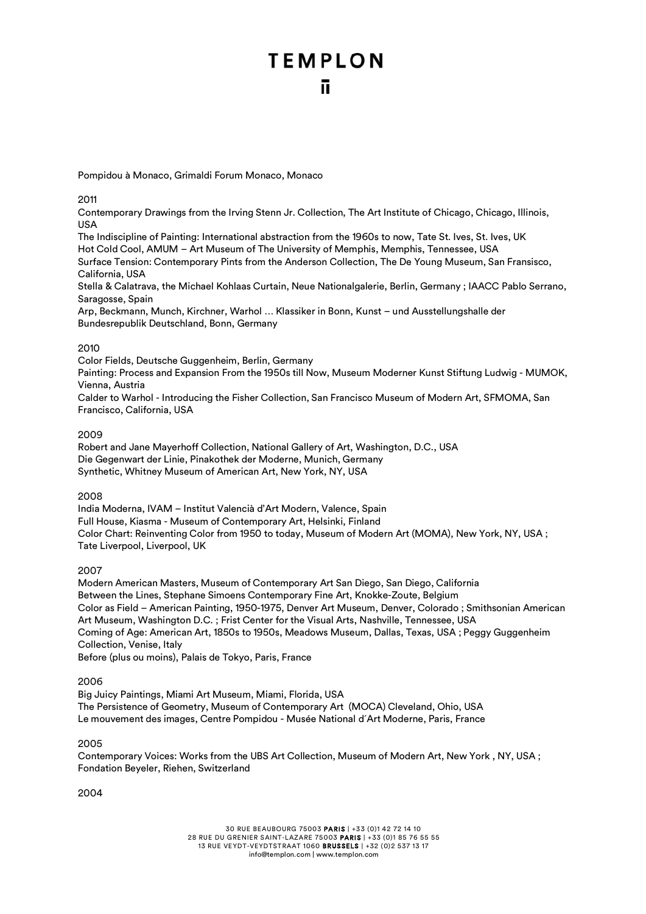Pompidou à Monaco, Grimaldi Forum Monaco, Monaco

2011

Contemporary Drawings from the Irving Stenn Jr. Collection, The Art Institute of Chicago, Chicago, Illinois, USA
The Indiscipline of Painting: International abstraction from the 1960s to now, Tate St. Ives, St. Ives, UK
Hot Cold Cool, AMUM – Art Museum of The University of Memphis, Memphis, Tennessee, USA
Surface Tension: Contemporary Pints from the Anderson Collection, The De Young Museum, San Fransisco, California, USA
Stella & Calatrava, the Michael Kohlaas Curtain, Neue Nationalgalerie, Berlin, Germany ; IAACC Pablo Serrano, Saragosse, Spain
Arp, Beckmann, Munch, Kirchner, Warhol … Klassiker in Bonn, Kunst – und Ausstellungshalle der Bundesrepublik Deutschland, Bonn, Germany

2010

Color Fields, Deutsche Guggenheim, Berlin, Germany
Painting: Process and Expansion From the 1950s till Now, Museum Moderner Kunst Stiftung Ludwig - MUMOK, Vienna, Austria
Calder to Warhol - Introducing the Fisher Collection, San Francisco Museum of Modern Art, SFMOMA, San Francisco, California, USA

2009

Robert and Jane Mayerhoff Collection, National Gallery of Art, Washington, D.C., USA
Die Gegenwart der Linie, Pinakothek der Moderne, Munich, Germany
Synthetic, Whitney Museum of American Art, New York, NY, USA

2008

India Moderna, IVAM – Institut Valencià d'Art Modern, Valence, Spain
Full House, Kiasma - Museum of Contemporary Art, Helsinki, Finland
Color Chart: Reinventing Color from 1950 to today, Museum of Modern Art (MOMA), New York, NY, USA ; Tate Liverpool, Liverpool, UK

2007

Modern American Masters, Museum of Contemporary Art San Diego, San Diego, California
Between the Lines, Stephane Simoens Contemporary Fine Art, Knokke-Zoute, Belgium
Color as Field – American Painting, 1950-1975, Denver Art Museum, Denver, Colorado ; Smithsonian American Art Museum, Washington D.C. ; Frist Center for the Visual Arts, Nashville, Tennessee, USA
Coming of Age: American Art, 1850s to 1950s, Meadows Museum, Dallas, Texas, USA ; Peggy Guggenheim Collection, Venise, Italy
Before (plus ou moins), Palais de Tokyo, Paris, France

2006

Big Juicy Paintings, Miami Art Museum, Miami, Florida, USA
The Persistence of Geometry, Museum of Contemporary Art (MOCA) Cleveland, Ohio, USA
Le mouvement des images, Centre Pompidou - Musée National d´Art Moderne, Paris, France

2005

Contemporary Voices: Works from the UBS Art Collection, Museum of Modern Art, New York , NY, USA ; Fondation Beyeler, Riehen, Switzerland

2004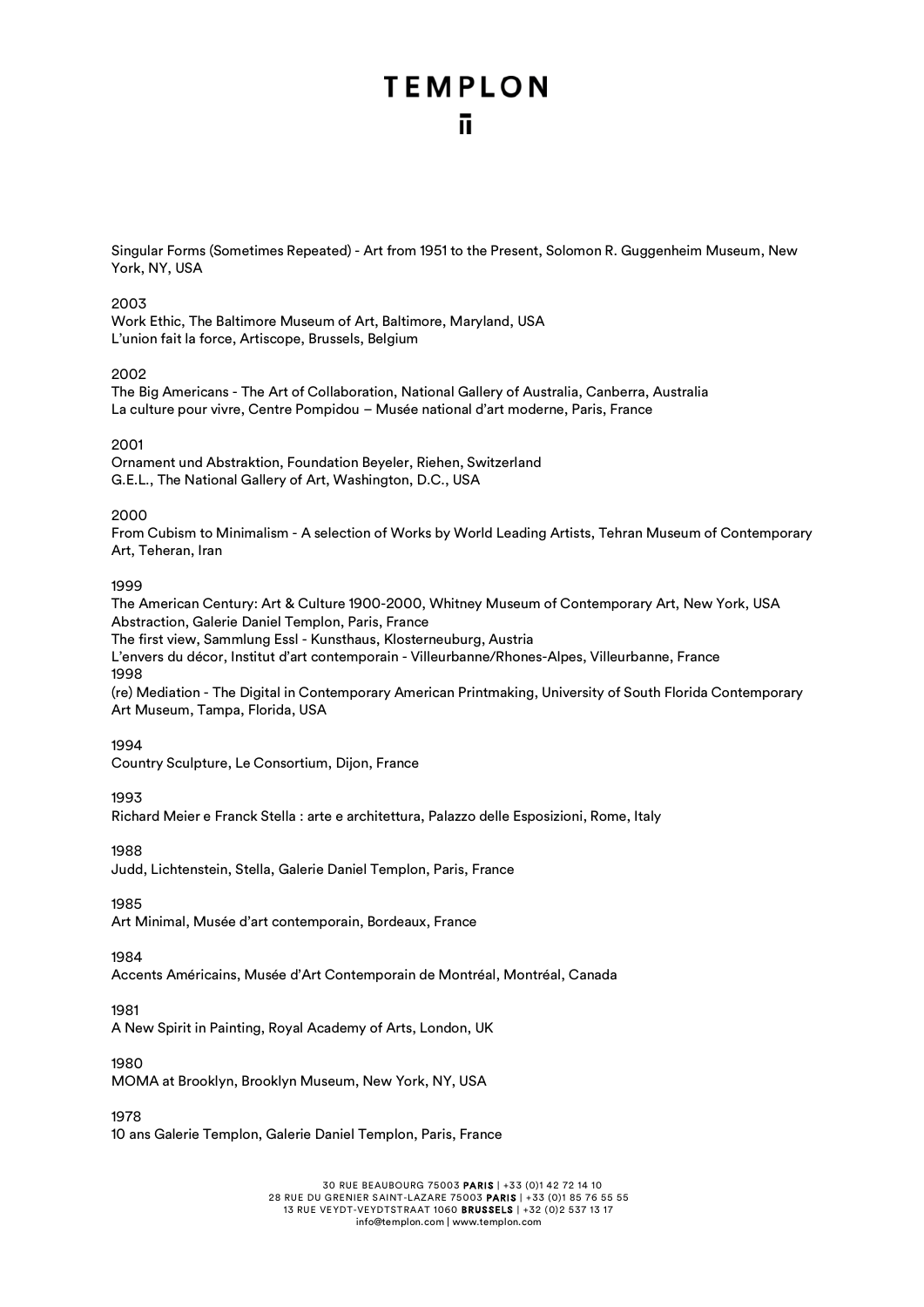Singular Forms (Sometimes Repeated) - Art from 1951 to the Present, Solomon R. Guggenheim Museum, New York, NY, USA

2003
Work Ethic, The Baltimore Museum of Art, Baltimore, Maryland, USA
L'union fait la force, Artiscope, Brussels, Belgium

2002
The Big Americans - The Art of Collaboration, National Gallery of Australia, Canberra, Australia
La culture pour vivre, Centre Pompidou – Musée national d'art moderne, Paris, France

2001
Ornament und Abstraktion, Foundation Beyeler, Riehen, Switzerland
G.E.L., The National Gallery of Art, Washington, D.C., USA

2000
From Cubism to Minimalism - A selection of Works by World Leading Artists, Tehran Museum of Contemporary Art, Teheran, Iran

1999
The American Century: Art & Culture 1900-2000, Whitney Museum of Contemporary Art, New York, USA
Abstraction, Galerie Daniel Templon, Paris, France
The first view, Sammlung Essl - Kunsthaus, Klosterneuburg, Austria
L'envers du décor, Institut d'art contemporain - Villeurbanne/Rhones-Alpes, Villeurbanne, France

1998
(re) Mediation - The Digital in Contemporary American Printmaking, University of South Florida Contemporary Art Museum, Tampa, Florida, USA

1994
Country Sculpture, Le Consortium, Dijon, France

1993
Richard Meier e Franck Stella : arte e architettura, Palazzo delle Esposizioni, Rome, Italy

1988
Judd, Lichtenstein, Stella, Galerie Daniel Templon, Paris, France

1985
Art Minimal, Musée d'art contemporain, Bordeaux, France

1984
Accents Américains, Musée d'Art Contemporain de Montréal, Montréal, Canada

1981
A New Spirit in Painting, Royal Academy of Arts, London, UK

1980
MOMA at Brooklyn, Brooklyn Museum, New York, NY, USA

1978
10 ans Galerie Templon, Galerie Daniel Templon, Paris, France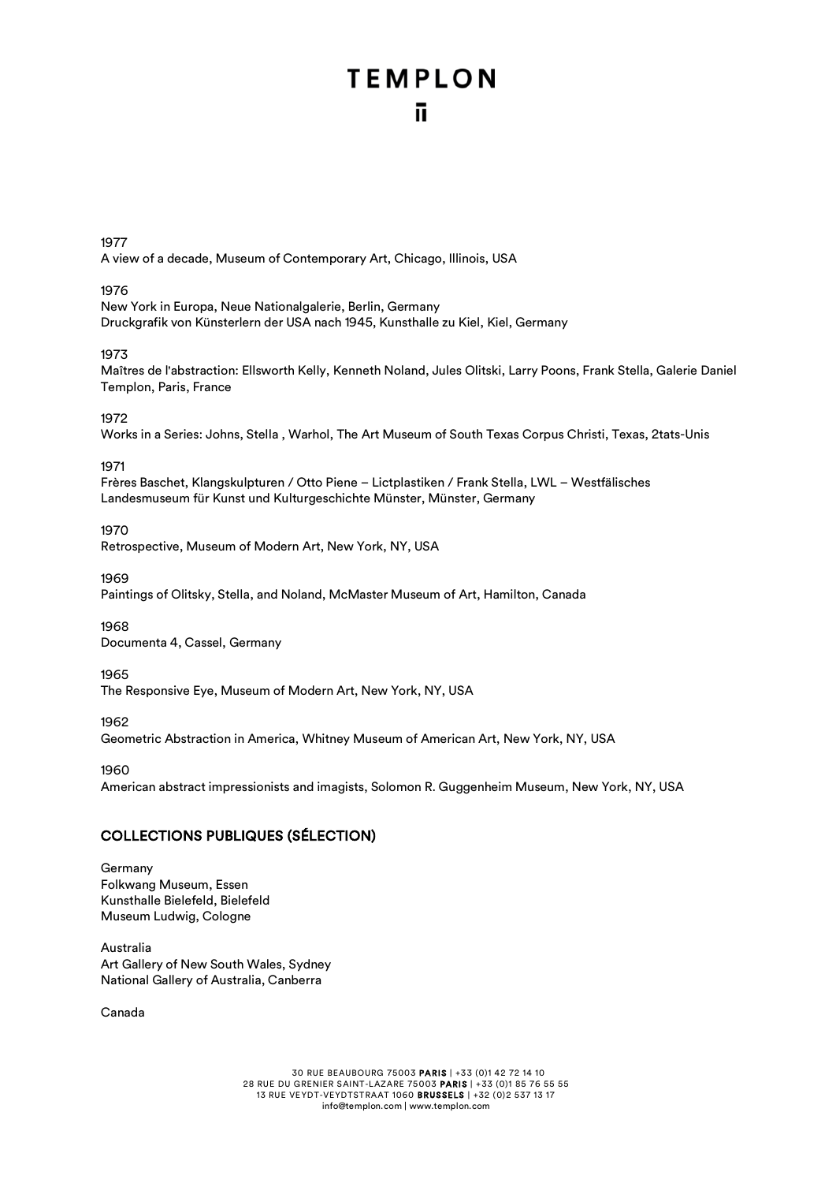1977
A view of a decade, Museum of Contemporary Art, Chicago, Illinois, USA

1976
New York in Europa, Neue Nationalgalerie, Berlin, Germany
Druckgrafik von Künsterlern der USA nach 1945, Kunsthalle zu Kiel, Kiel, Germany

1973
Maîtres de l'abstraction: Ellsworth Kelly, Kenneth Noland, Jules Olitski, Larry Poons, Frank Stella, Galerie Daniel Templon, Paris, France

1972
Works in a Series: Johns, Stella , Warhol, The Art Museum of South Texas Corpus Christi, Texas, 2tats-Unis

1971
Frères Baschet, Klangskulpturen / Otto Piene – Lictplastiken / Frank Stella, LWL – Westfälisches Landesmuseum für Kunst und Kulturgeschichte Münster, Münster, Germany

1970
Retrospective, Museum of Modern Art, New York, NY, USA

1969
Paintings of Olitsky, Stella, and Noland, McMaster Museum of Art, Hamilton, Canada

1968
Documenta 4, Cassel, Germany

1965
The Responsive Eye, Museum of Modern Art, New York, NY, USA

1962
Geometric Abstraction in America, Whitney Museum of American Art, New York, NY, USA

1960
American abstract impressionists and imagists, Solomon R. Guggenheim Museum, New York, NY, USA

## COLLECTIONS PUBLIQUES (SÉLECTION)

Germany
Folkwang Museum, Essen
Kunsthalle Bielefeld, Bielefeld
Museum Ludwig, Cologne

Australia
Art Gallery of New South Wales, Sydney
National Gallery of Australia, Canberra

Canada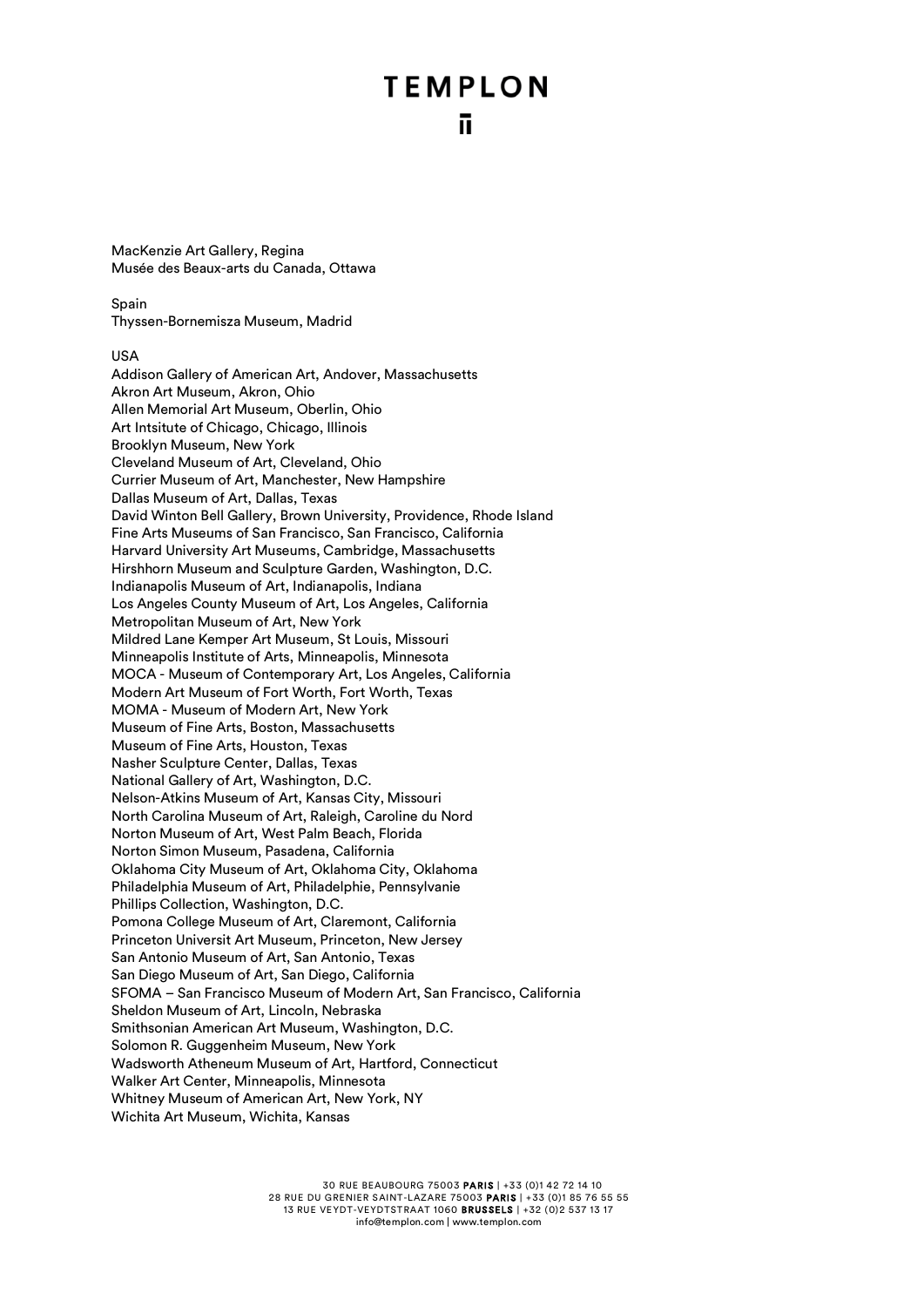MacKenzie Art Gallery, Regina
Musée des Beaux-arts du Canada, Ottawa

Spain
Thyssen-Bornemisza Museum, Madrid

USA
Addison Gallery of American Art, Andover, Massachusetts
Akron Art Museum, Akron, Ohio
Allen Memorial Art Museum, Oberlin, Ohio
Art Intsitute of Chicago, Chicago, Illinois
Brooklyn Museum, New York
Cleveland Museum of Art, Cleveland, Ohio
Currier Museum of Art, Manchester, New Hampshire
Dallas Museum of Art, Dallas, Texas
David Winton Bell Gallery, Brown University, Providence, Rhode Island
Fine Arts Museums of San Francisco, San Francisco, California
Harvard University Art Museums, Cambridge, Massachusetts
Hirshhorn Museum and Sculpture Garden, Washington, D.C.
Indianapolis Museum of Art, Indianapolis, Indiana
Los Angeles County Museum of Art, Los Angeles, California
Metropolitan Museum of Art, New York
Mildred Lane Kemper Art Museum, St Louis, Missouri
Minneapolis Institute of Arts, Minneapolis, Minnesota
MOCA - Museum of Contemporary Art, Los Angeles, California
Modern Art Museum of Fort Worth, Fort Worth, Texas
MOMA - Museum of Modern Art, New York
Museum of Fine Arts, Boston, Massachusetts
Museum of Fine Arts, Houston, Texas
Nasher Sculpture Center, Dallas, Texas
National Gallery of Art, Washington, D.C.
Nelson-Atkins Museum of Art, Kansas City, Missouri
North Carolina Museum of Art, Raleigh, Caroline du Nord
Norton Museum of Art, West Palm Beach, Florida
Norton Simon Museum, Pasadena, California
Oklahoma City Museum of Art, Oklahoma City, Oklahoma
Philadelphia Museum of Art, Philadelphie, Pennsylvanie
Phillips Collection, Washington, D.C.
Pomona College Museum of Art, Claremont, California
Princeton Universit Art Museum, Princeton, New Jersey
San Antonio Museum of Art, San Antonio, Texas
San Diego Museum of Art, San Diego, California
SFOMA – San Francisco Museum of Modern Art, San Francisco, California
Sheldon Museum of Art, Lincoln, Nebraska
Smithsonian American Art Museum, Washington, D.C.
Solomon R. Guggenheim Museum, New York
Wadsworth Atheneum Museum of Art, Hartford, Connecticut
Walker Art Center, Minneapolis, Minnesota
Whitney Museum of American Art, New York, NY
Wichita Art Museum, Wichita, Kansas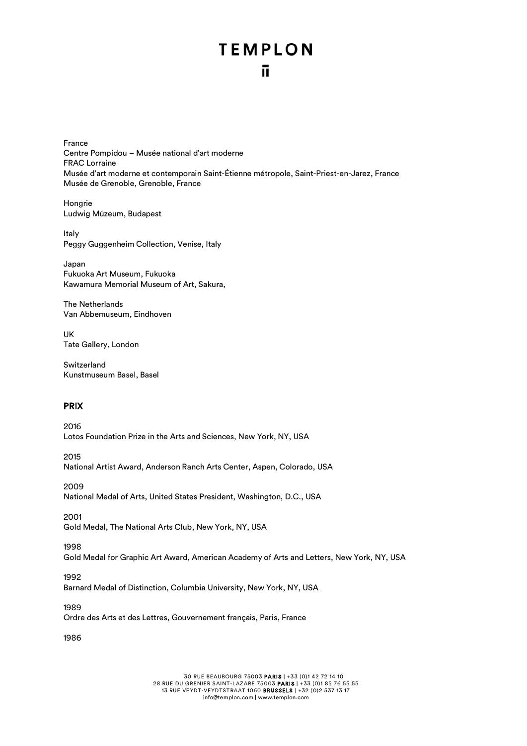France
Centre Pompidou – Musée national d'art moderne
FRAC Lorraine
Musée d'art moderne et contemporain Saint-Étienne métropole, Saint-Priest-en-Jarez, France
Musée de Grenoble, Grenoble, France

Hongrie
Ludwig Múzeum, Budapest

Italy
Peggy Guggenheim Collection, Venise, Italy

Japan
Fukuoka Art Museum, Fukuoka
Kawamura Memorial Museum of Art, Sakura,

The Netherlands
Van Abbemuseum, Eindhoven

UK
Tate Gallery, London

Switzerland
Kunstmuseum Basel, Basel

## PRIX

2016
Lotos Foundation Prize in the Arts and Sciences, New York, NY, USA

2015
National Artist Award, Anderson Ranch Arts Center, Aspen, Colorado, USA

2009
National Medal of Arts, United States President, Washington, D.C., USA

2001
Gold Medal, The National Arts Club, New York, NY, USA

1998
Gold Medal for Graphic Art Award, American Academy of Arts and Letters, New York, NY, USA

1992
Barnard Medal of Distinction, Columbia University, New York, NY, USA

1989
Ordre des Arts et des Lettres, Gouvernement français, Paris, France

1986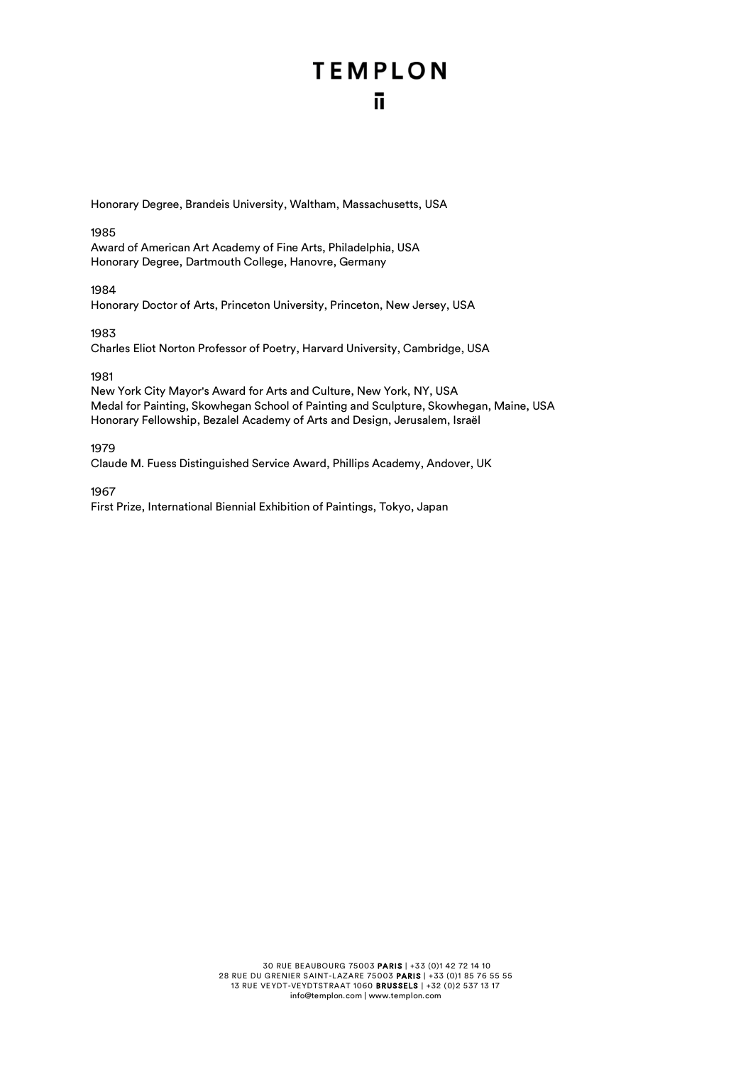Honorary Degree, Brandeis University, Waltham, Massachusetts, USA

1985
Award of American Art Academy of Fine Arts, Philadelphia, USA
Honorary Degree, Dartmouth College, Hanovre, Germany

1984
Honorary Doctor of Arts, Princeton University, Princeton, New Jersey, USA

1983
Charles Eliot Norton Professor of Poetry, Harvard University, Cambridge, USA

1981
New York City Mayor's Award for Arts and Culture, New York, NY, USA
Medal for Painting, Skowhegan School of Painting and Sculpture, Skowhegan, Maine, USA
Honorary Fellowship, Bezalel Academy of Arts and Design, Jerusalem, Israël

1979
Claude M. Fuess Distinguished Service Award, Phillips Academy, Andover, UK

1967
First Prize, International Biennial Exhibition of Paintings, Tokyo, Japan